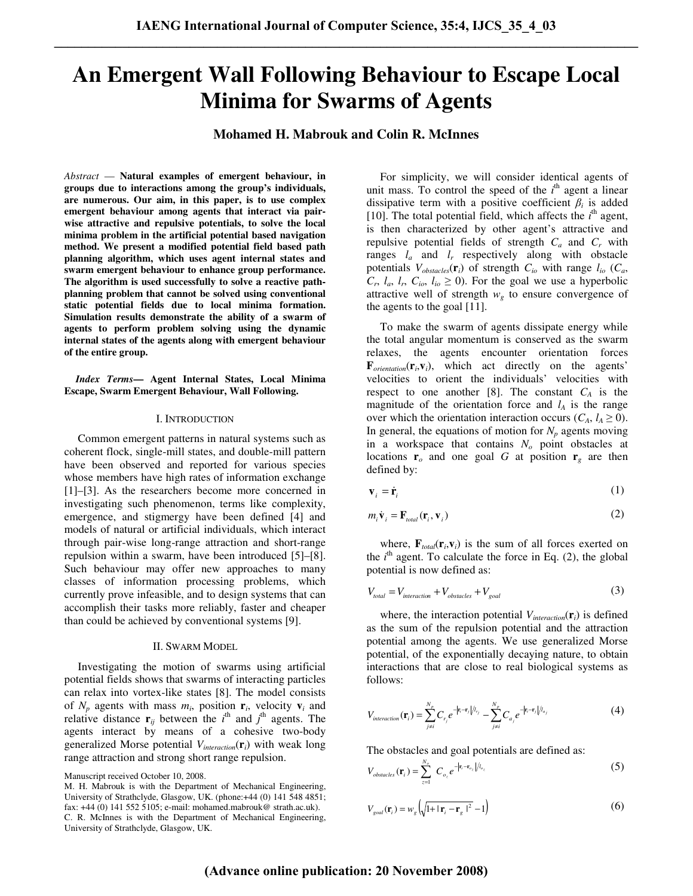# An Emergent Wall Following Behaviour to Escape Local Minima for Swarms of Agents

**Mohamed H. Mabrouk and Colin R. McInnes**

*Abstract* — **Natural examples of emergent behaviour, in groups due to interactions among the group's individuals, are numerous. Our aim, in this paper, is to use complex emergent behaviour among agents that interact via pair-wise attractive and repulsive potentials, to solve the local minima problem in the artificial potential based navigation method. We present a modified potential field based path planning algorithm, which uses agent internal states and swarm emergent behaviour to enhance group performance. The algorithm is used successfully to solve a reactive path-planning problem that cannot be solved using conventional static potential fields due to local minima formation. Simulation results demonstrate the ability of a swarm of agents to perform problem solving using the dynamic internal states of the agents along with emergent behaviour of the entire group.**

***Index Terms*— Agent Internal States, Local Minima Escape, Swarm Emergent Behaviour, Wall Following.**

## I. Introduction

Common emergent patterns in natural systems such as coherent flock, single-mill states, and double-mill pattern have been observed and reported for various species whose members have high rates of information exchange [1]–[3]. As the researchers become more concerned in investigating such phenomenon, terms like complexity, emergence, and stigmergy have been defined [4] and models of natural or artificial individuals, which interact through pair-wise long-range attraction and short-range repulsion within a swarm, have been introduced [5]–[8]. Such behaviour may offer new approaches to many classes of information processing problems, which currently prove infeasible, and to design systems that can accomplish their tasks more reliably, faster and cheaper than could be achieved by conventional systems [9].

## II. Swarm Model

Investigating the motion of swarms using artificial potential fields shows that swarms of interacting particles can relax into vortex-like states [8]. The model consists of $N_p$ agents with mass $m_i$, position $\mathbf{r}_i$, velocity $\mathbf{v}_i$ and relative distance $\mathbf{r}_{ij}$ between the $i^{th}$ and $j^{th}$ agents. The agents interact by means of a cohesive two-body generalized Morse potential $V_{interaction}(\mathbf{r}_i)$ with weak long range attraction and strong short range repulsion.

Manuscript received October 10, 2008.

M. H. Mabrouk is with the Department of Mechanical Engineering, University of Strathclyde, Glasgow, UK. (phone:+44 (0) 141 548 4851; fax: +44 (0) 141 552 5105; e-mail: mohamed.mabrouk@ strath.ac.uk).

C. R. McInnes is with the Department of Mechanical Engineering, University of Strathclyde, Glasgow, UK.

For simplicity, we will consider identical agents of unit mass. To control the speed of the $i^{th}$ agent a linear dissipative term with a positive coefficient $\beta_i$ is added [10]. The total potential field, which affects the $i^{th}$ agent, is then characterized by other agent's attractive and repulsive potential fields of strength $C_a$ and $C_r$ with ranges $l_a$ and $l_r$ respectively along with obstacle potentials $V_{obstacles}(\mathbf{r}_i)$ of strength $C_{io}$ with range $l_{io}$ ($C_a$, $C_r$, $l_a$, $l_r$, $C_{io}$, $l_{io} \geq 0$). For the goal we use a hyperbolic attractive well of strength $w_g$ to ensure convergence of the agents to the goal [11].

To make the swarm of agents dissipate energy while the total angular momentum is conserved as the swarm relaxes, the agents encounter orientation forces $\mathbf{F}_{orientation}(\mathbf{r}_i,\mathbf{v}_i)$, which act directly on the agents' velocities to orient the individuals' velocities with respect to one another [8]. The constant $C_A$ is the magnitude of the orientation force and $l_A$ is the range over which the orientation interaction occurs ($C_A$, $l_A \geq 0$). In general, the equations of motion for $N_p$ agents moving in a workspace that contains $N_o$ point obstacles at locations $\mathbf{r}_o$ and one goal $G$ at position $\mathbf{r}_g$ are then defined by:

$$\mathbf{v}_i = \dot{\mathbf{r}}_i \tag{1}$$

$$m_i \dot{\mathbf{v}}_i = \mathbf{F}_{total}(\mathbf{r}_i, \mathbf{v}_i) \tag{2}$$

where, $\mathbf{F}_{total}(\mathbf{r}_i,\mathbf{v}_i)$ is the sum of all forces exerted on the $i^{th}$ agent. To calculate the force in Eq. (2), the global potential is now defined as:

$$V_{total} = V_{interaction} + V_{obstacles} + V_{goal} \tag{3}$$

where, the interaction potential $V_{interaction}(\mathbf{r}_i)$ is defined as the sum of the repulsion potential and the attraction potential among the agents. We use generalized Morse potential, of the exponentially decaying nature, to obtain interactions that are close to real biological systems as follows:

$$V_{interaction}(\mathbf{r}_i) = \sum_{j \neq i}^{N_p} C_{r_j} e^{-|\mathbf{r}_i - \mathbf{r}_j|/l_{r_j}} - \sum_{j \neq i}^{N_p} C_{a_j} e^{-|\mathbf{r}_i - \mathbf{r}_j|/l_{a_j}} \tag{4}$$

The obstacles and goal potentials are defined as:

$$V_{obstacles}(\mathbf{r}_i) = \sum_{z=1}^{N_o} C_{o_z} e^{-|\mathbf{r}_i - \mathbf{r}_{o_z}|/l_{o_z}} \tag{5}$$

$$V_{goal}(\mathbf{r}_i) = w_g \left( \sqrt{1 + |\mathbf{r}_i - \mathbf{r}_g|^2} - 1 \right) \tag{6}$$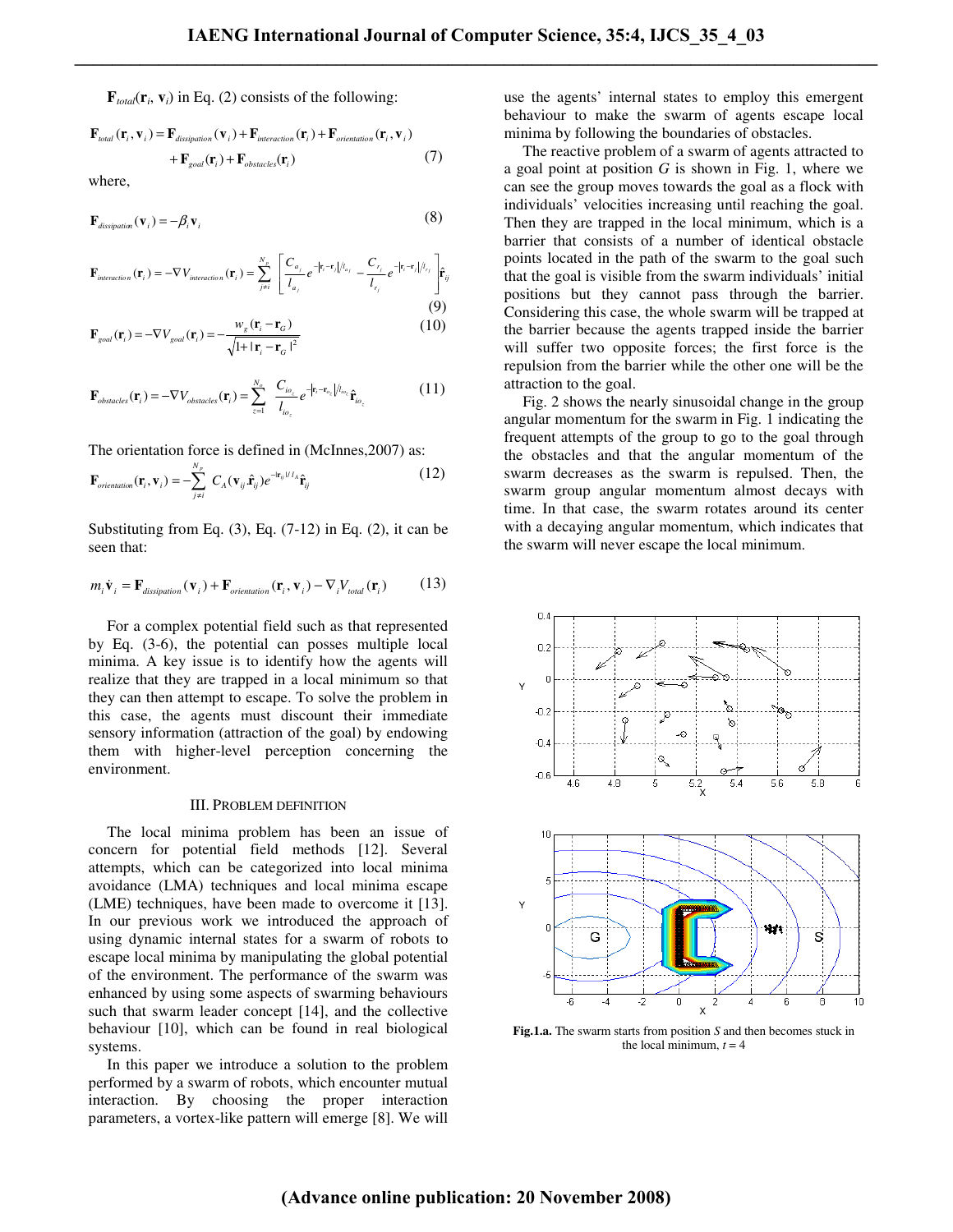$\mathbf{F}_{total}(\mathbf{r}_i, \mathbf{v}_i)$ in Eq. (2) consists of the following:

$$\mathbf{F}_{total}(\mathbf{r}_i, \mathbf{v}_i) = \mathbf{F}_{dissipation}(\mathbf{v}_i) + \mathbf{F}_{interaction}(\mathbf{r}_i) + \mathbf{F}_{orientation}(\mathbf{r}_i, \mathbf{v}_i) + \mathbf{F}_{goal}(\mathbf{r}_i) + \mathbf{F}_{obstacles}(\mathbf{r}_i) \quad (7)$$

where,

$$\mathbf{F}_{dissipation}(\mathbf{v}_i) = -\beta_i \mathbf{v}_i \quad (8)$$

$$\mathbf{F}_{interaction}(\mathbf{r}_i) = -\nabla V_{interaction}(\mathbf{r}_i) = \sum_{j \neq i}^{N_p} \left[ \frac{C_{a_j}}{l_{a_j}} e^{-|\mathbf{r}_i - \mathbf{r}_j|/l_{a_j}} - \frac{C_{r_j}}{l_{r_j}} e^{-|\mathbf{r}_i - \mathbf{r}_j|/l_{r_j}} \right] \hat{\mathbf{r}}_{ij} \quad (9)$$

$$\mathbf{F}_{goal}(\mathbf{r}_i) = -\nabla V_{goal}(\mathbf{r}_i) = -\frac{w_g(\mathbf{r}_i - \mathbf{r}_G)}{\sqrt{1 + |\mathbf{r}_i - \mathbf{r}_G|^2}} \quad (10)$$

$$\mathbf{F}_{obstacles}(\mathbf{r}_i) = -\nabla V_{obstacles}(\mathbf{r}_i) = \sum_{z=1}^{N_o} \frac{C_{io_z}}{l_{io_z}} e^{-|\mathbf{r}_i - \mathbf{r}_{o_z}|/l_{io_z}} \hat{\mathbf{r}}_{io_z} \quad (11)$$

The orientation force is defined in (McInnes,2007) as:

$$\mathbf{F}_{orientation}(\mathbf{r}_i, \mathbf{v}_i) = -\sum_{j \neq i}^{N_p} C_A(\mathbf{v}_{ij} \hat{\mathbf{r}}_{ij}) e^{-|\mathbf{r}_{ij}|/l_A} \hat{\mathbf{r}}_{ij} \quad (12)$$

Substituting from Eq. (3), Eq. (7-12) in Eq. (2), it can be seen that:

$$m_i \dot{\mathbf{v}}_i = \mathbf{F}_{dissipation}(\mathbf{v}_i) + \mathbf{F}_{orientation}(\mathbf{r}_i, \mathbf{v}_i) - \nabla_i V_{total}(\mathbf{r}_i) \quad (13)$$

For a complex potential field such as that represented by Eq. (3-6), the potential can posses multiple local minima. A key issue is to identify how the agents will realize that they are trapped in a local minimum so that they can then attempt to escape. To solve the problem in this case, the agents must discount their immediate sensory information (attraction of the goal) by endowing them with higher-level perception concerning the environment.

## III. Problem Definition

The local minima problem has been an issue of concern for potential field methods [12]. Several attempts, which can be categorized into local minima avoidance (LMA) techniques and local minima escape (LME) techniques, have been made to overcome it [13]. In our previous work we introduced the approach of using dynamic internal states for a swarm of robots to escape local minima by manipulating the global potential of the environment. The performance of the swarm was enhanced by using some aspects of swarming behaviours such that swarm leader concept [14], and the collective behaviour [10], which can be found in real biological systems.

In this paper we introduce a solution to the problem performed by a swarm of robots, which encounter mutual interaction. By choosing the proper interaction parameters, a vortex-like pattern will emerge [8]. We will use the agents' internal states to employ this emergent behaviour to make the swarm of agents escape local minima by following the boundaries of obstacles.

The reactive problem of a swarm of agents attracted to a goal point at position *G* is shown in Fig. 1, where we can see the group moves towards the goal as a flock with individuals' velocities increasing until reaching the goal. Then they are trapped in the local minimum, which is a barrier that consists of a number of identical obstacle points located in the path of the swarm to the goal such that the goal is visible from the swarm individuals' initial positions but they cannot pass through the barrier. Considering this case, the whole swarm will be trapped at the barrier because the agents trapped inside the barrier will suffer two opposite forces; the first force is the repulsion from the barrier while the other one will be the attraction to the goal.

Fig. 2 shows the nearly sinusoidal change in the group angular momentum for the swarm in Fig. 1 indicating the frequent attempts of the group to go to the goal through the obstacles and that the angular momentum of the swarm decreases as the swarm is repulsed. Then, the swarm group angular momentum almost decays with time. In that case, the swarm rotates around its center with a decaying angular momentum, which indicates that the swarm will never escape the local minimum.

**Fig.1.a.** The swarm starts from position *S* and then becomes stuck in the local minimum, $t = 4$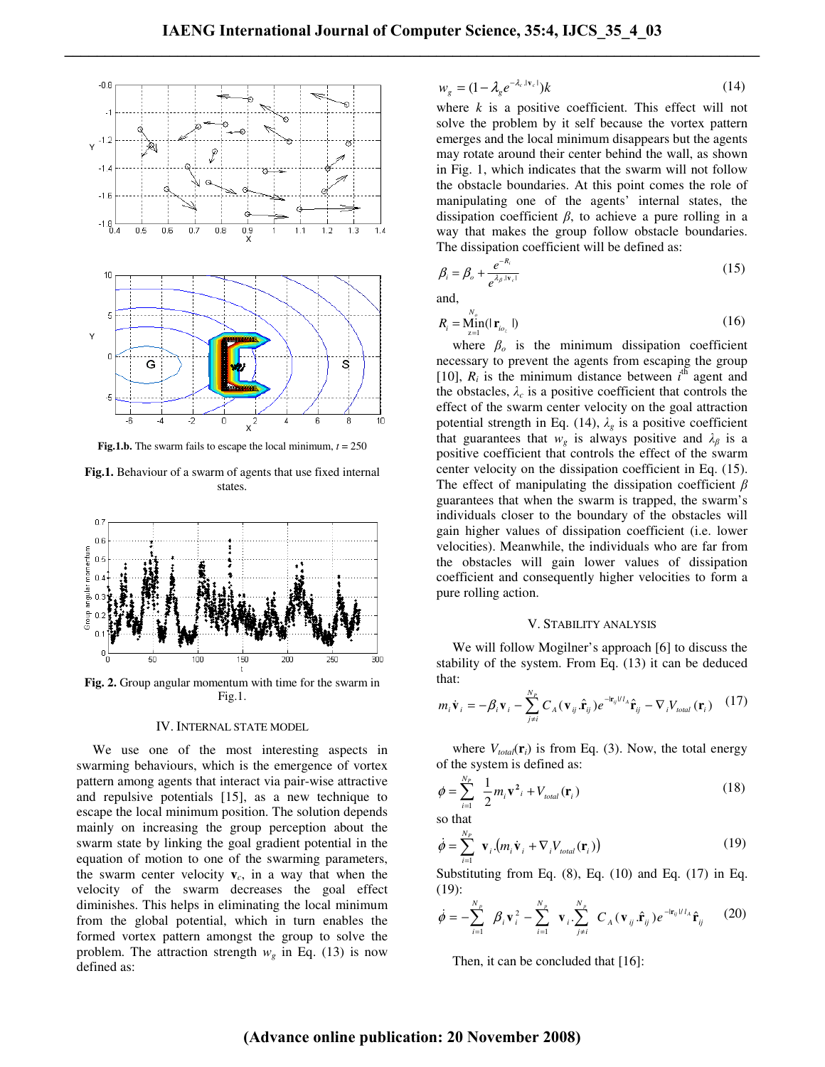**Fig.1.b.** The swarm fails to escape the local minimum, $t = 250$

**Fig.1.** Behaviour of a swarm of agents that use fixed internal states.

**Fig. 2.** Group angular momentum with time for the swarm in Fig.1.

## IV. INTERNAL STATE MODEL

We use one of the most interesting aspects in swarming behaviours, which is the emergence of vortex pattern among agents that interact via pair-wise attractive and repulsive potentials [15], as a new technique to escape the local minimum position. The solution depends mainly on increasing the group perception about the swarm state by linking the goal gradient potential in the equation of motion to one of the swarming parameters, the swarm center velocity $\mathbf{v}_c$, in a way that when the velocity of the swarm decreases the goal effect diminishes. This helps in eliminating the local minimum from the global potential, which in turn enables the formed vortex pattern amongst the group to solve the problem. The attraction strength $w_g$ in Eq. (13) is now defined as:

$$w_g = (1 - \lambda_g e^{-\lambda_c |\mathbf{v}_c|})k \tag{14}$$

where $k$ is a positive coefficient. This effect will not solve the problem by it self because the vortex pattern emerges and the local minimum disappears but the agents may rotate around their center behind the wall, as shown in Fig. 1, which indicates that the swarm will not follow the obstacle boundaries. At this point comes the role of manipulating one of the agents' internal states, the dissipation coefficient $\beta$, to achieve a pure rolling in a way that makes the group follow obstacle boundaries. The dissipation coefficient will be defined as:

$$\beta_i = \beta_o + \frac{e^{-R_i}}{e^{\lambda_\beta |\mathbf{v}_c|}} \tag{15}$$

and,

$$R_i = \operatorname*{Min}_{z=1}^{N_o}(|\mathbf{r}_{io_z}|) \tag{16}$$

where $\beta_o$ is the minimum dissipation coefficient necessary to prevent the agents from escaping the group [10], $R_i$ is the minimum distance between $i^{\text{th}}$ agent and the obstacles, $\lambda_c$ is a positive coefficient that controls the effect of the swarm center velocity on the goal attraction potential strength in Eq. (14), $\lambda_g$ is a positive coefficient that guarantees that $w_g$ is always positive and $\lambda_\beta$ is a positive coefficient that controls the effect of the swarm center velocity on the dissipation coefficient in Eq. (15). The effect of manipulating the dissipation coefficient $\beta$ guarantees that when the swarm is trapped, the swarm's individuals closer to the boundary of the obstacles will gain higher values of dissipation coefficient (i.e. lower velocities). Meanwhile, the individuals who are far from the obstacles will gain lower values of dissipation coefficient and consequently higher velocities to form a pure rolling action.

## V. STABILITY ANALYSIS

We will follow Mogilner's approach [6] to discuss the stability of the system. From Eq. (13) it can be deduced that:

$$m_i \dot{\mathbf{v}}_i = -\beta_i \mathbf{v}_i - \sum_{j \neq i}^{N_P} C_A (\mathbf{v}_{ij} \cdot \hat{\mathbf{r}}_{ij}) e^{-|\mathbf{r}_{ij}|/l_A} \hat{\mathbf{r}}_{ij} - \nabla_i V_{total}(\mathbf{r}_i) \tag{17}$$

where $V_{total}(\mathbf{r}_i)$ is from Eq. (3). Now, the total energy of the system is defined as:

$$\phi = \sum_{i=1}^{N_P} \frac{1}{2} m_i \mathbf{v}^2{}_i + V_{total}(\mathbf{r}_i) \tag{18}$$

so that

$$\dot{\phi} = \sum_{i=1}^{N_P} \mathbf{v}_i \cdot \left(m_i \dot{\mathbf{v}}_i + \nabla_i V_{total}(\mathbf{r}_i)\right) \tag{19}$$

Substituting from Eq. (8), Eq. (10) and Eq. (17) in Eq. (19):

$$\dot{\phi} = -\sum_{i=1}^{N_p} \beta_i \mathbf{v}_i^2 - \sum_{i=1}^{N_p} \mathbf{v}_i \cdot \sum_{j \neq i}^{N_p} C_A (\mathbf{v}_{ij} \cdot \hat{\mathbf{r}}_{ij}) e^{-|\mathbf{r}_{ij}|/l_A} \hat{\mathbf{r}}_{ij} \tag{20}$$

Then, it can be concluded that [16]: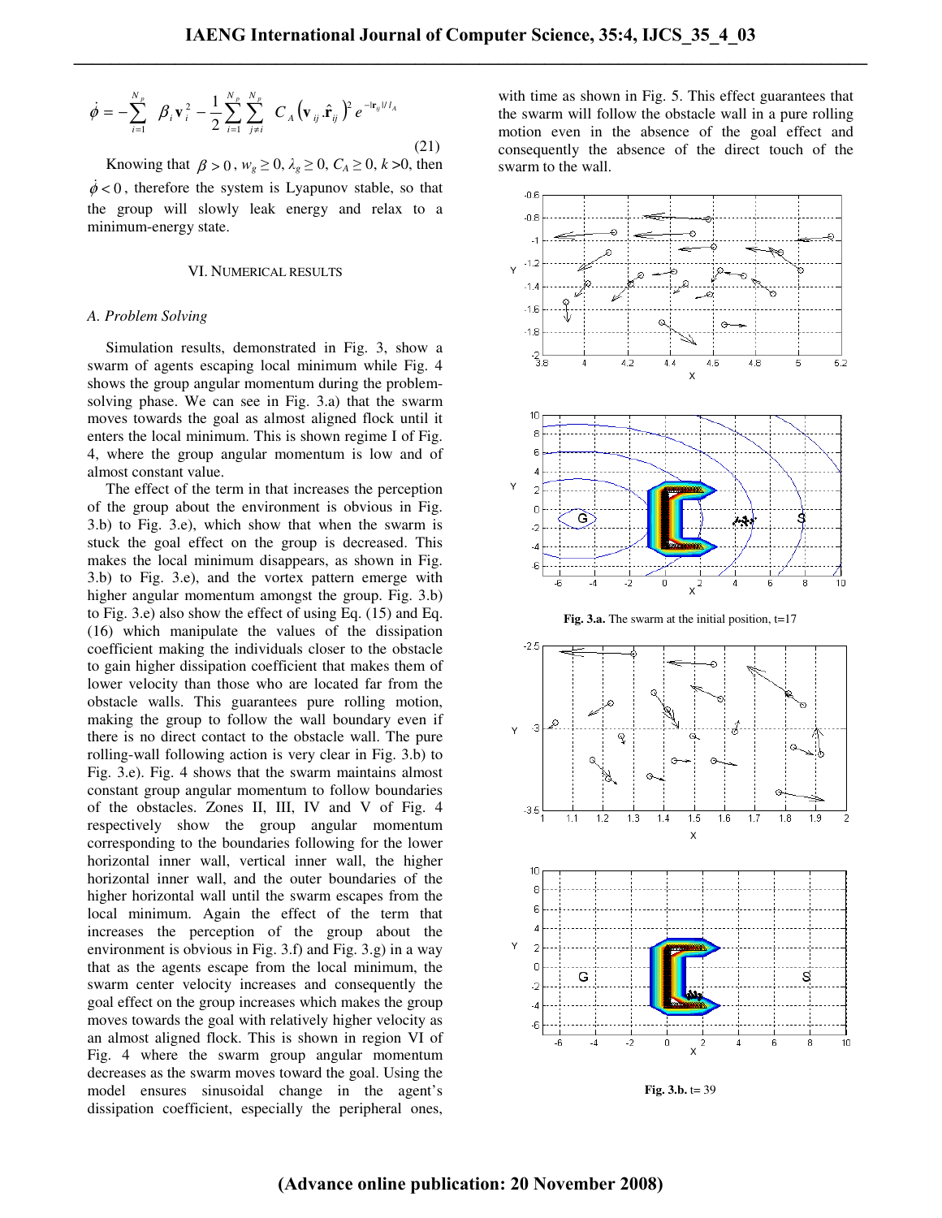$$\dot{\phi} = -\sum_{i=1}^{N_p} \beta_i \mathbf{v}_i^2 - \frac{1}{2}\sum_{i=1}^{N_p}\sum_{j \neq i}^{N_p} C_A \left(\mathbf{v}_{ij} . \hat{\mathbf{r}}_{ij}\right)^2 e^{-|\mathbf{r}_{ij}|/l_A} \tag{21}$$

Knowing that $\beta > 0$, $w_g \geq 0$, $\lambda_g \geq 0$, $C_A \geq 0$, $k > 0$, then $\dot{\phi} < 0$, therefore the system is Lyapunov stable, so that the group will slowly leak energy and relax to a minimum-energy state.

## VI. Numerical Results

### A. Problem Solving

Simulation results, demonstrated in Fig. 3, show a swarm of agents escaping local minimum while Fig. 4 shows the group angular momentum during the problem-solving phase. We can see in Fig. 3.a) that the swarm moves towards the goal as almost aligned flock until it enters the local minimum. This is shown regime I of Fig. 4, where the group angular momentum is low and of almost constant value.

The effect of the term in that increases the perception of the group about the environment is obvious in Fig. 3.b) to Fig. 3.e), which show that when the swarm is stuck the goal effect on the group is decreased. This makes the local minimum disappears, as shown in Fig. 3.b) to Fig. 3.e), and the vortex pattern emerge with higher angular momentum amongst the group. Fig. 3.b) to Fig. 3.e) also show the effect of using Eq. (15) and Eq. (16) which manipulate the values of the dissipation coefficient making the individuals closer to the obstacle to gain higher dissipation coefficient that makes them of lower velocity than those who are located far from the obstacle walls. This guarantees pure rolling motion, making the group to follow the wall boundary even if there is no direct contact to the obstacle wall. The pure rolling-wall following action is very clear in Fig. 3.b) to Fig. 3.e). Fig. 4 shows that the swarm maintains almost constant group angular momentum to follow boundaries of the obstacles. Zones II, III, IV and V of Fig. 4 respectively show the group angular momentum corresponding to the boundaries following for the lower horizontal inner wall, vertical inner wall, the higher horizontal inner wall, and the outer boundaries of the higher horizontal wall until the swarm escapes from the local minimum. Again the effect of the term that increases the perception of the group about the environment is obvious in Fig. 3.f) and Fig. 3.g) in a way that as the agents escape from the local minimum, the swarm center velocity increases and consequently the goal effect on the group increases which makes the group moves towards the goal with relatively higher velocity as an almost aligned flock. This is shown in region VI of Fig. 4 where the swarm group angular momentum decreases as the swarm moves toward the goal. Using the model ensures sinusoidal change in the agent's dissipation coefficient, especially the peripheral ones, with time as shown in Fig. 5. This effect guarantees that the swarm will follow the obstacle wall in a pure rolling motion even in the absence of the goal effect and consequently the absence of the direct touch of the swarm to the wall.

**Fig. 3.a.** The swarm at the initial position, t=17

**Fig. 3.b.** t= 39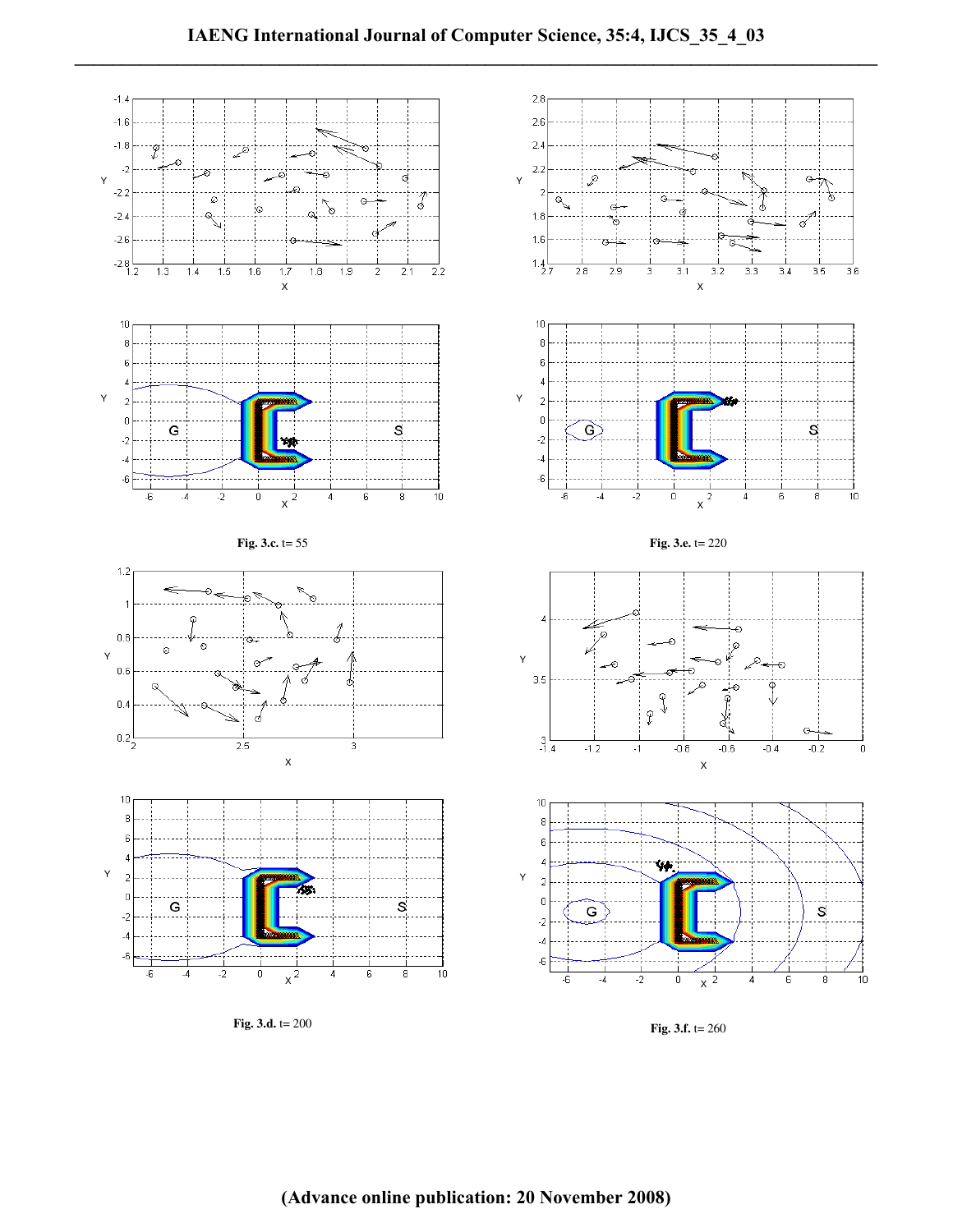**Fig. 3.c.** t= 55

**Fig. 3.e.** t= 220

**Fig. 3.d.** t= 200

**Fig. 3.f.** t= 260

**(Advance online publication: 20 November 2008)**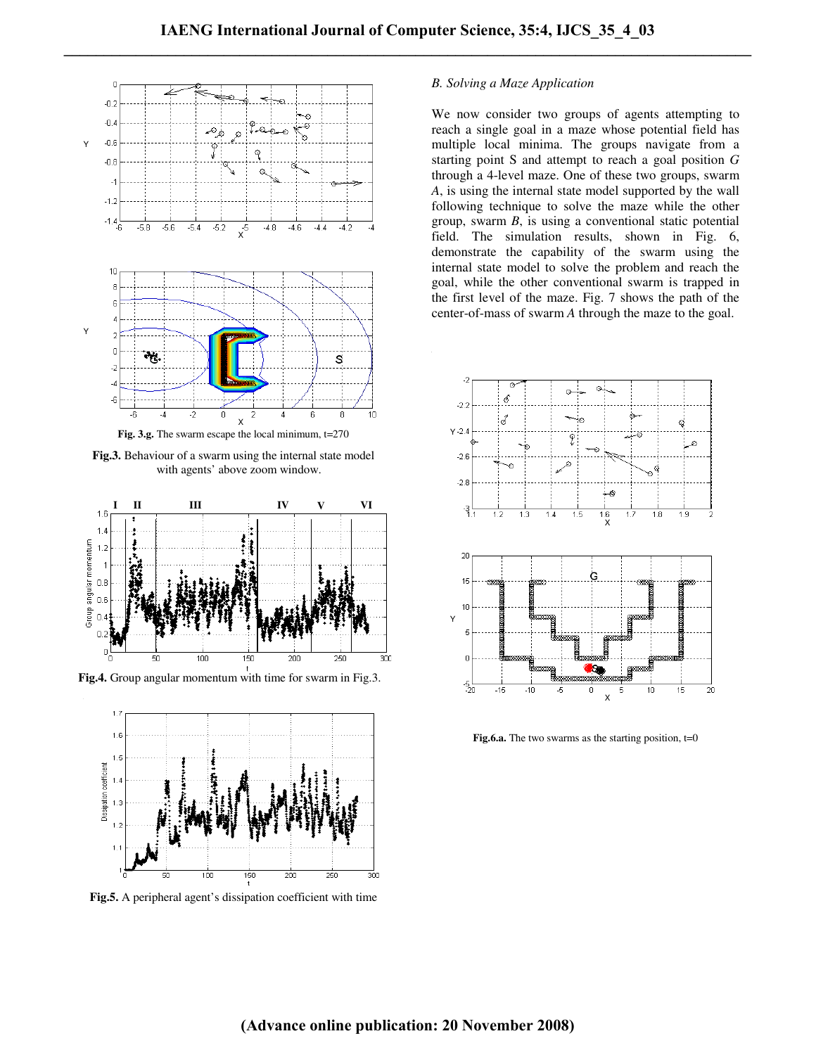**Fig. 3.g.** The swarm escape the local minimum, t=270

**Fig.3.** Behaviour of a swarm using the internal state model with agents' above zoom window.

**Fig.4.** Group angular momentum with time for swarm in Fig.3.

**Fig.5.** A peripheral agent's dissipation coefficient with time

*B. Solving a Maze Application*

We now consider two groups of agents attempting to reach a single goal in a maze whose potential field has multiple local minima. The groups navigate from a starting point S and attempt to reach a goal position *G* through a 4-level maze. One of these two groups, swarm *A*, is using the internal state model supported by the wall following technique to solve the maze while the other group, swarm *B*, is using a conventional static potential field. The simulation results, shown in Fig. 6, demonstrate the capability of the swarm using the internal state model to solve the problem and reach the goal, while the other conventional swarm is trapped in the first level of the maze. Fig. 7 shows the path of the center-of-mass of swarm *A* through the maze to the goal.

**Fig.6.a.** The two swarms as the starting position, t=0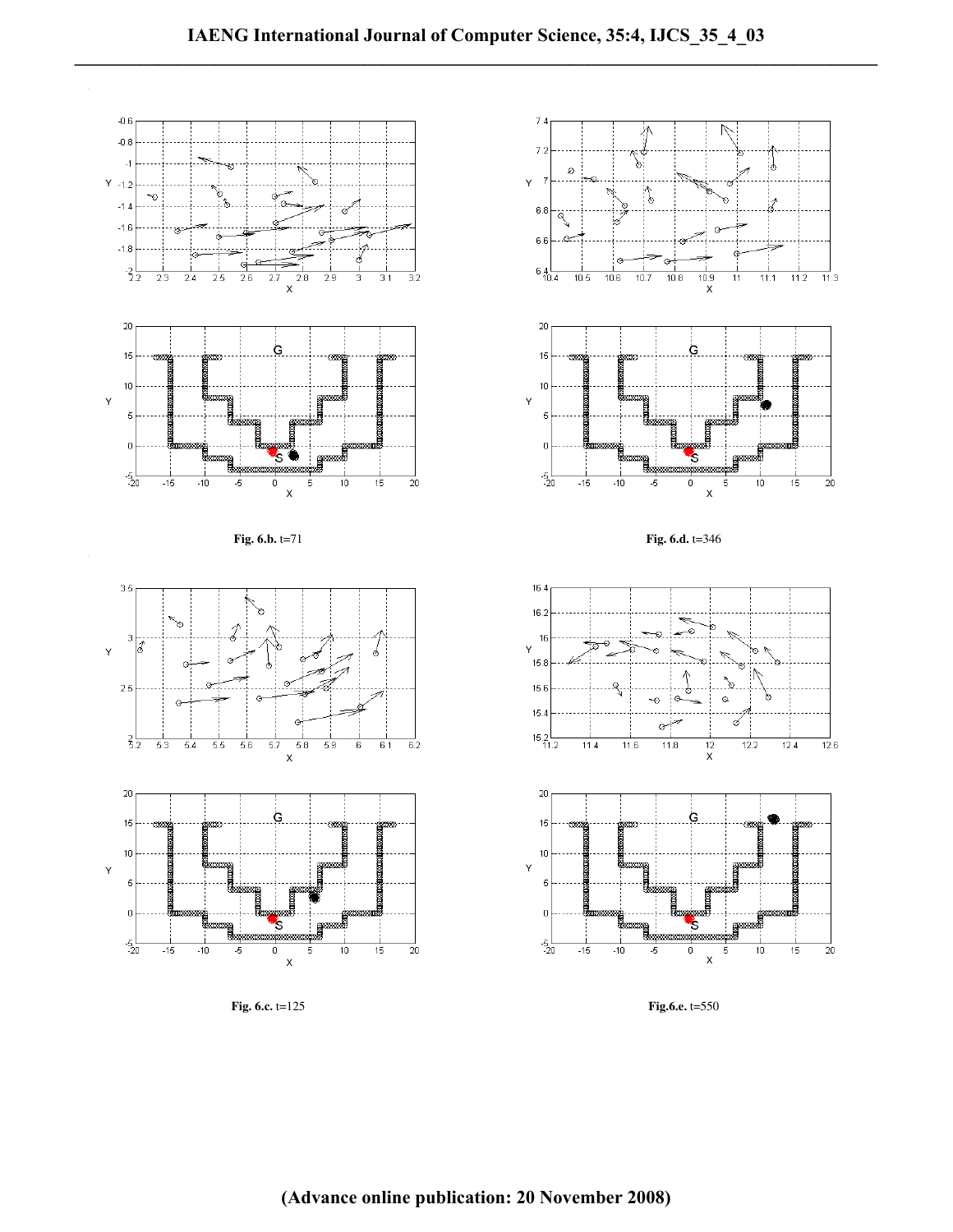**Fig. 6.b.** t=71

**Fig. 6.d.** t=346

**Fig. 6.c.** t=125

**Fig.6.e.** t=550

(Advance online publication: 20 November 2008)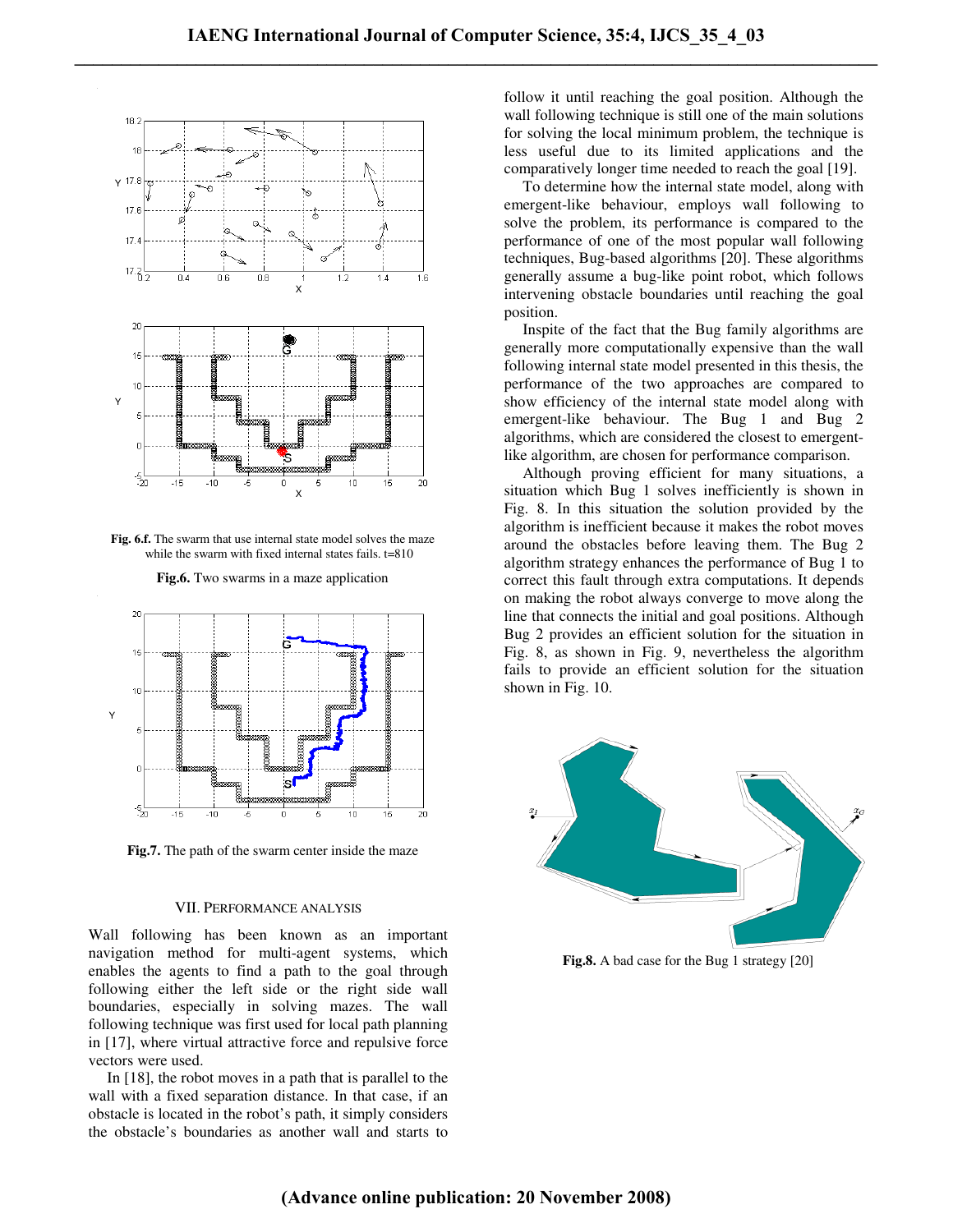Fig. 6.f. The swarm that use internal state model solves the maze while the swarm with fixed internal states fails. t=810

Fig.6. Two swarms in a maze application

Fig.7. The path of the swarm center inside the maze

## VII. Performance Analysis

Wall following has been known as an important navigation method for multi-agent systems, which enables the agents to find a path to the goal through following either the left side or the right side wall boundaries, especially in solving mazes. The wall following technique was first used for local path planning in [17], where virtual attractive force and repulsive force vectors were used.

In [18], the robot moves in a path that is parallel to the wall with a fixed separation distance. In that case, if an obstacle is located in the robot's path, it simply considers the obstacle's boundaries as another wall and starts to follow it until reaching the goal position. Although the wall following technique is still one of the main solutions for solving the local minimum problem, the technique is less useful due to its limited applications and the comparatively longer time needed to reach the goal [19].

To determine how the internal state model, along with emergent-like behaviour, employs wall following to solve the problem, its performance is compared to the performance of one of the most popular wall following techniques, Bug-based algorithms [20]. These algorithms generally assume a bug-like point robot, which follows intervening obstacle boundaries until reaching the goal position.

Inspite of the fact that the Bug family algorithms are generally more computationally expensive than the wall following internal state model presented in this thesis, the performance of the two approaches are compared to show efficiency of the internal state model along with emergent-like behaviour. The Bug 1 and Bug 2 algorithms, which are considered the closest to emergent-like algorithm, are chosen for performance comparison.

Although proving efficient for many situations, a situation which Bug 1 solves inefficiently is shown in Fig. 8. In this situation the solution provided by the algorithm is inefficient because it makes the robot moves around the obstacles before leaving them. The Bug 2 algorithm strategy enhances the performance of Bug 1 to correct this fault through extra computations. It depends on making the robot always converge to move along the line that connects the initial and goal positions. Although Bug 2 provides an efficient solution for the situation in Fig. 8, as shown in Fig. 9, nevertheless the algorithm fails to provide an efficient solution for the situation shown in Fig. 10.

Fig.8. A bad case for the Bug 1 strategy [20]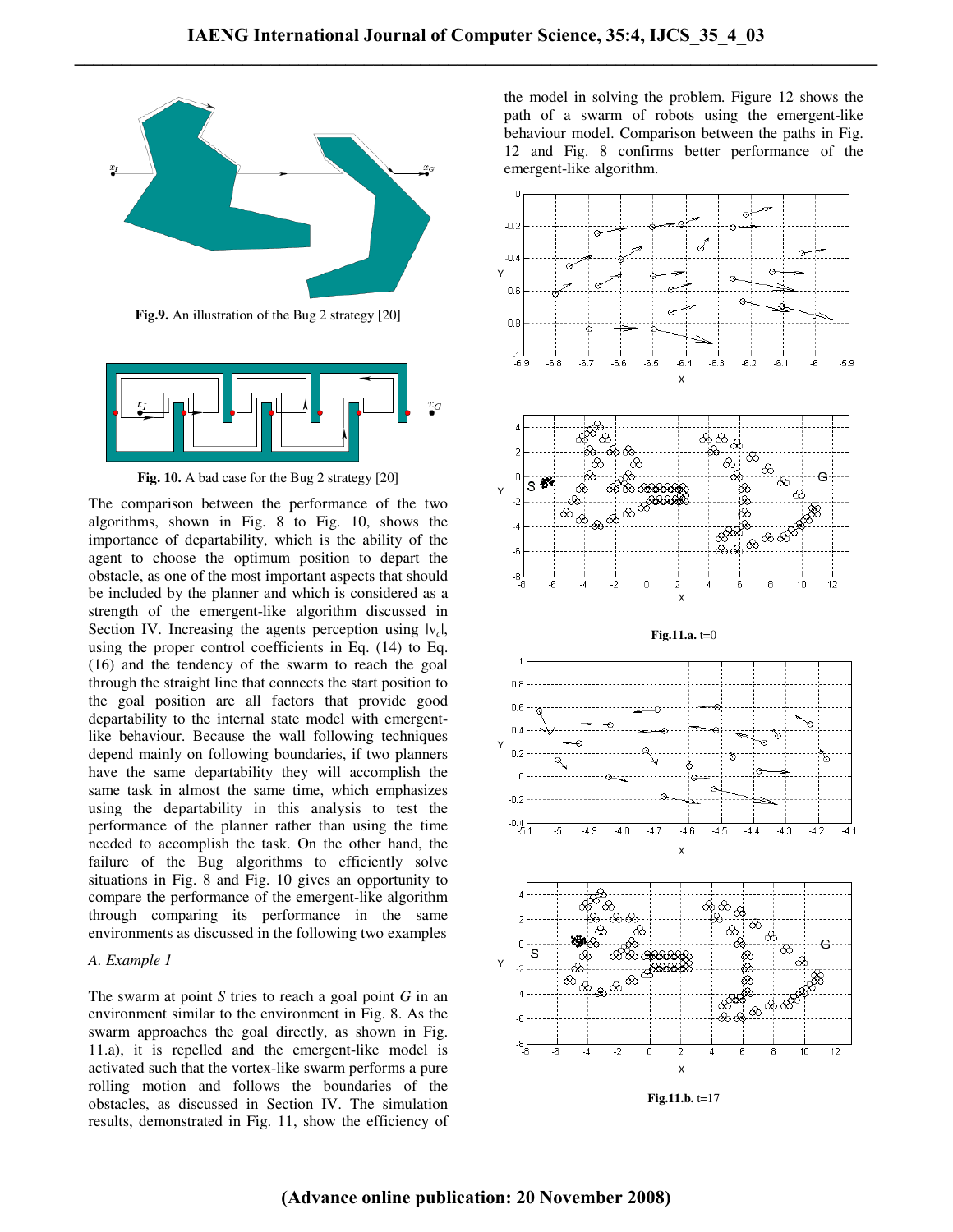Fig.9. An illustration of the Bug 2 strategy [20]

Fig. 10. A bad case for the Bug 2 strategy [20]

The comparison between the performance of the two algorithms, shown in Fig. 8 to Fig. 10, shows the importance of departability, which is the ability of the agent to choose the optimum position to depart the obstacle, as one of the most important aspects that should be included by the planner and which is considered as a strength of the emergent-like algorithm discussed in Section IV. Increasing the agents perception using $|v_c|$, using the proper control coefficients in Eq. (14) to Eq. (16) and the tendency of the swarm to reach the goal through the straight line that connects the start position to the goal position are all factors that provide good departability to the internal state model with emergent-like behaviour. Because the wall following techniques depend mainly on following boundaries, if two planners have the same departability they will accomplish the same task in almost the same time, which emphasizes using the departability in this analysis to test the performance of the planner rather than using the time needed to accomplish the task. On the other hand, the failure of the Bug algorithms to efficiently solve situations in Fig. 8 and Fig. 10 gives an opportunity to compare the performance of the emergent-like algorithm through comparing its performance in the same environments as discussed in the following two examples

### *A. Example 1*

The swarm at point *S* tries to reach a goal point *G* in an environment similar to the environment in Fig. 8. As the swarm approaches the goal directly, as shown in Fig. 11.a), it is repelled and the emergent-like model is activated such that the vortex-like swarm performs a pure rolling motion and follows the boundaries of the obstacles, as discussed in Section IV. The simulation results, demonstrated in Fig. 11, show the efficiency of the model in solving the problem. Figure 12 shows the path of a swarm of robots using the emergent-like behaviour model. Comparison between the paths in Fig. 12 and Fig. 8 confirms better performance of the emergent-like algorithm.

**Fig.11.a.** t=0

**Fig.11.b.** t=17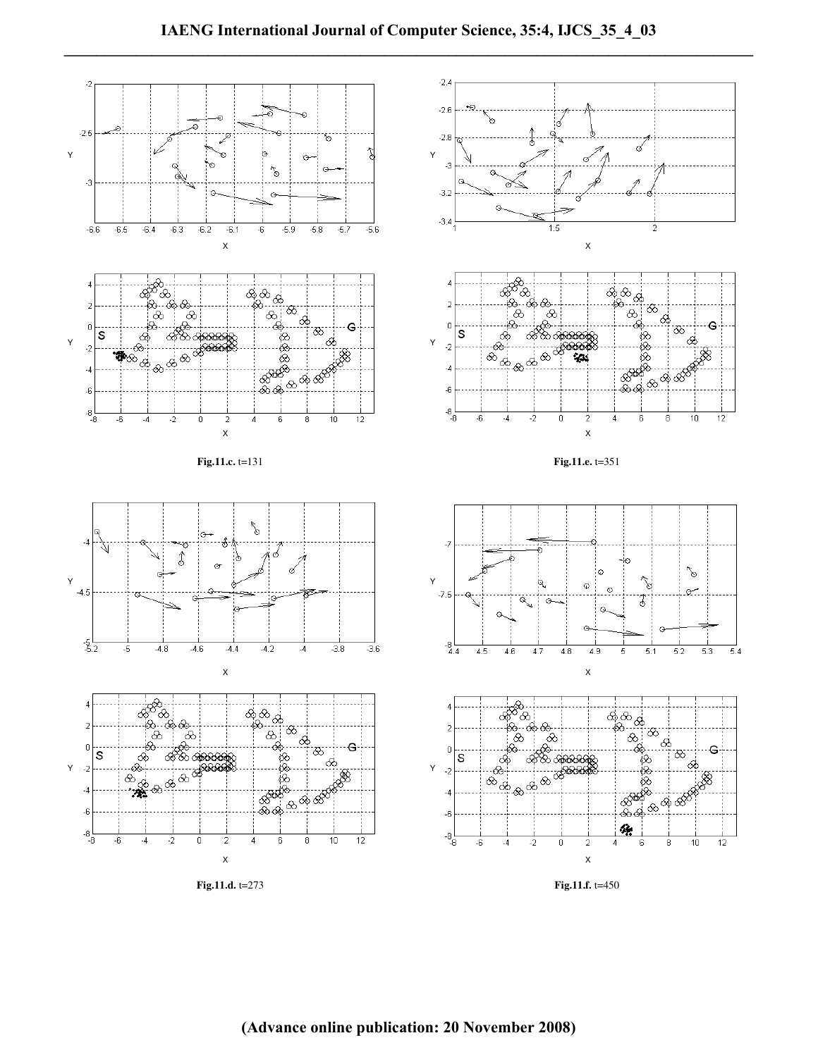**Fig.11.c.** t=131

**Fig.11.e.** t=351

**Fig.11.d.** t=273

**Fig.11.f.** t=450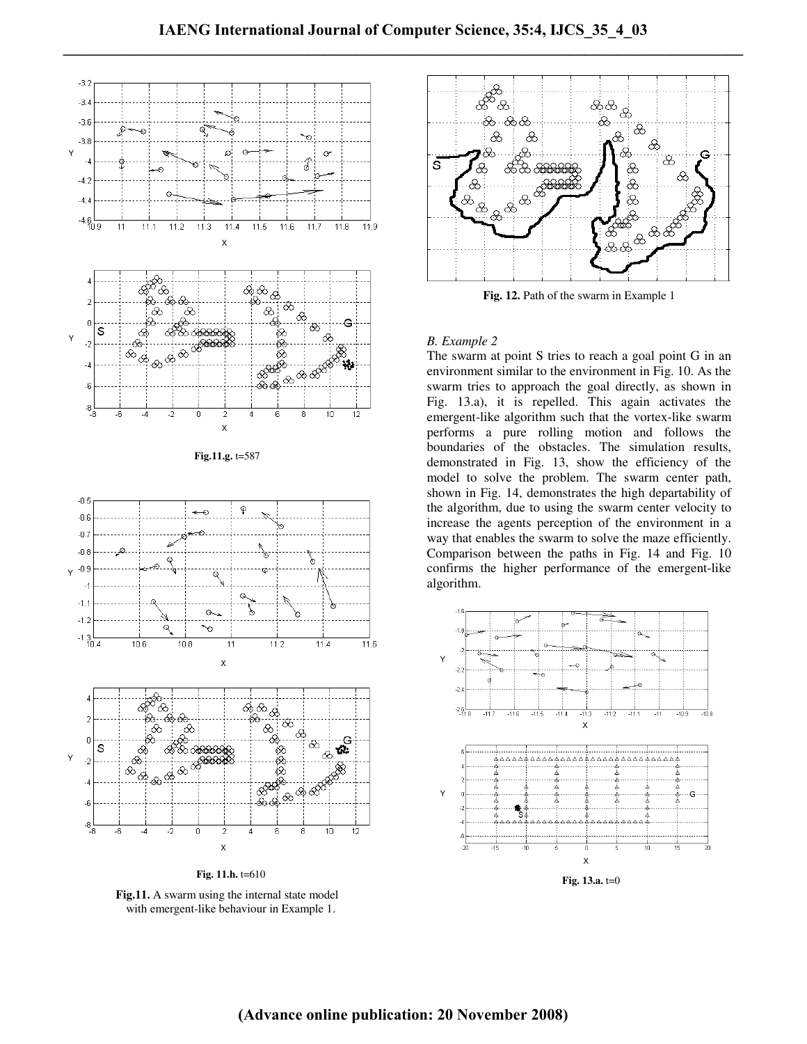**Fig.11.g.** t=587

**Fig. 11.h.** t=610

**Fig.11.** A swarm using the internal state model with emergent-like behaviour in Example 1.

**Fig. 12.** Path of the swarm in Example 1

*B. Example 2*

The swarm at point S tries to reach a goal point G in an environment similar to the environment in Fig. 10. As the swarm tries to approach the goal directly, as shown in Fig. 13.a), it is repelled. This again activates the emergent-like algorithm such that the vortex-like swarm performs a pure rolling motion and follows the boundaries of the obstacles. The simulation results, demonstrated in Fig. 13, show the efficiency of the model to solve the problem. The swarm center path, shown in Fig. 14, demonstrates the high departability of the algorithm, due to using the swarm center velocity to increase the agents perception of the environment in a way that enables the swarm to solve the maze efficiently. Comparison between the paths in Fig. 14 and Fig. 10 confirms the higher performance of the emergent-like algorithm.

**Fig. 13.a.** t=0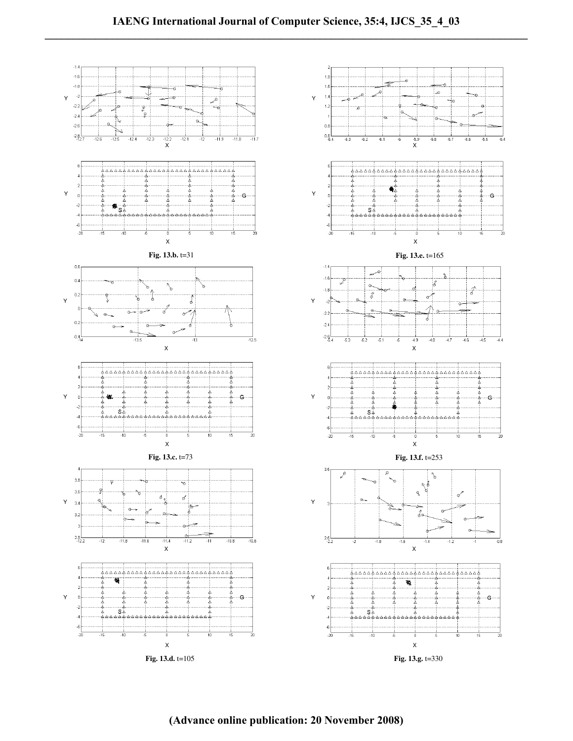**Fig. 13.b.** t=31

**Fig. 13.e.** t=165

**Fig. 13.c.** t=73

**Fig. 13.f.** t=253

**Fig. 13.d.** t=105

**Fig. 13.g.** t=330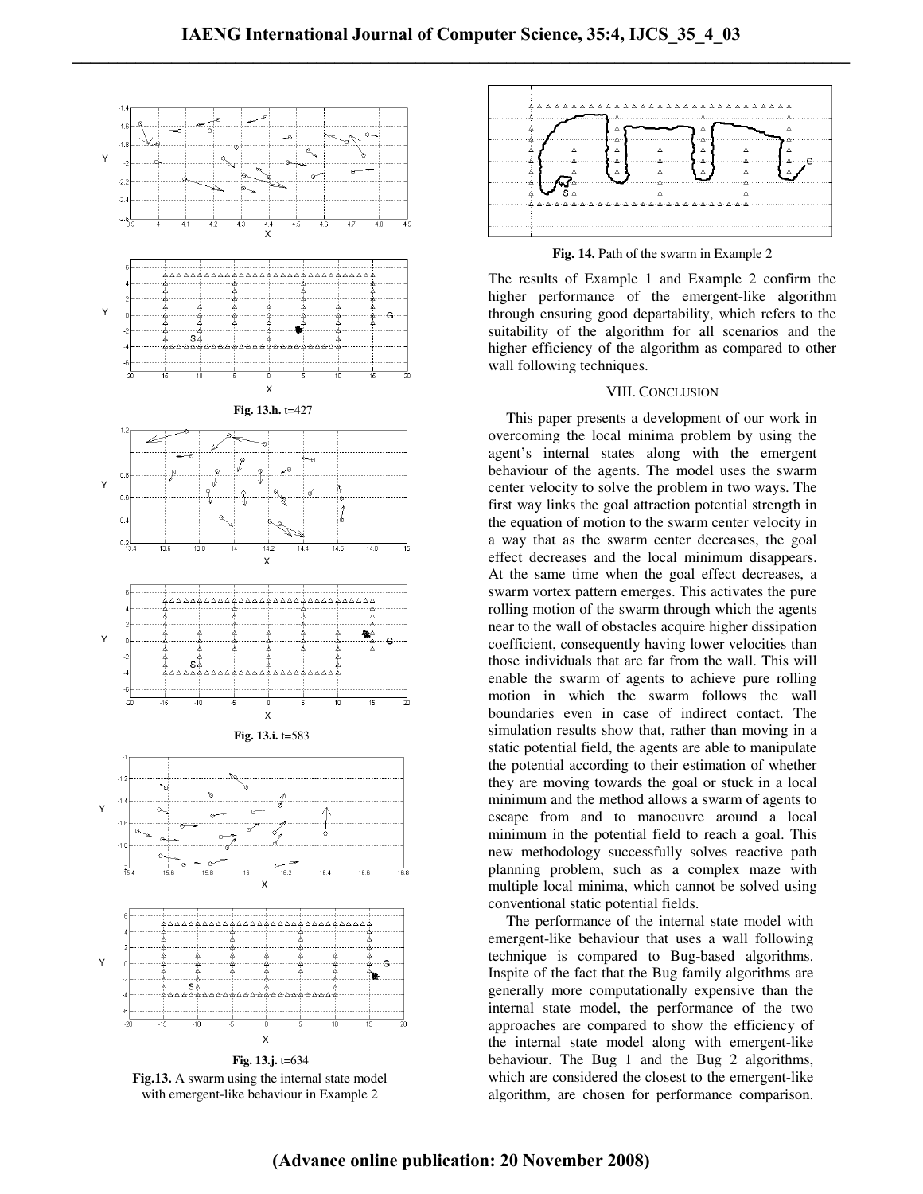**Fig. 13.h.** t=427

**Fig. 13.i.** t=583

**Fig. 13.j.** t=634

**Fig.13.** A swarm using the internal state model with emergent-like behaviour in Example 2

**Fig. 14.** Path of the swarm in Example 2

The results of Example 1 and Example 2 confirm the higher performance of the emergent-like algorithm through ensuring good departability, which refers to the suitability of the algorithm for all scenarios and the higher efficiency of the algorithm as compared to other wall following techniques.

## VIII. CONCLUSION

This paper presents a development of our work in overcoming the local minima problem by using the agent's internal states along with the emergent behaviour of the agents. The model uses the swarm center velocity to solve the problem in two ways. The first way links the goal attraction potential strength in the equation of motion to the swarm center velocity in a way that as the swarm center decreases, the goal effect decreases and the local minimum disappears. At the same time when the goal effect decreases, a swarm vortex pattern emerges. This activates the pure rolling motion of the swarm through which the agents near to the wall of obstacles acquire higher dissipation coefficient, consequently having lower velocities than those individuals that are far from the wall. This will enable the swarm of agents to achieve pure rolling motion in which the swarm follows the wall boundaries even in case of indirect contact. The simulation results show that, rather than moving in a static potential field, the agents are able to manipulate the potential according to their estimation of whether they are moving towards the goal or stuck in a local minimum and the method allows a swarm of agents to escape from and to manoeuvre around a local minimum in the potential field to reach a goal. This new methodology successfully solves reactive path planning problem, such as a complex maze with multiple local minima, which cannot be solved using conventional static potential fields.

The performance of the internal state model with emergent-like behaviour that uses a wall following technique is compared to Bug-based algorithms. Inspite of the fact that the Bug family algorithms are generally more computationally expensive than the internal state model, the performance of the two approaches are compared to show the efficiency of the internal state model along with emergent-like behaviour. The Bug 1 and the Bug 2 algorithms, which are considered the closest to the emergent-like algorithm, are chosen for performance comparison.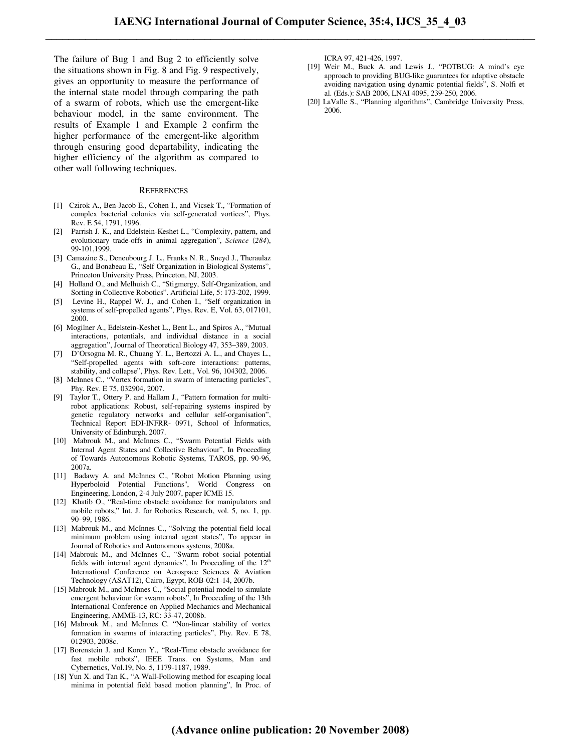The failure of Bug 1 and Bug 2 to efficiently solve the situations shown in Fig. 8 and Fig. 9 respectively, gives an opportunity to measure the performance of the internal state model through comparing the path of a swarm of robots, which use the emergent-like behaviour model, in the same environment. The results of Example 1 and Example 2 confirm the higher performance of the emergent-like algorithm through ensuring good departability, indicating the higher efficiency of the algorithm as compared to other wall following techniques.

## REFERENCES

[1] Czirok A., Ben-Jacob E., Cohen I., and Vicsek T., "Formation of complex bacterial colonies via self-generated vortices", Phys. Rev. E 54, 1791, 1996.

[2] Parrish J. K., and Edelstein-Keshet L., "Complexity, pattern, and evolutionary trade-offs in animal aggregation", *Science* (*284*), 99-101,1999.

[3] Camazine S., Deneubourg J. L., Franks N. R., Sneyd J., Theraulaz G., and Bonabeau E., "Self Organization in Biological Systems", Princeton University Press, Princeton, NJ, 2003.

[4] Holland O., and Melhuish C., "Stigmergy, Self-Organization, and Sorting in Collective Robotics". Artificial Life, 5: 173-202, 1999.

[5] Levine H., Rappel W. J., and Cohen I., "Self organization in systems of self-propelled agents", Phys. Rev. E, Vol. 63, 017101, 2000.

[6] Mogilner A., Edelstein-Keshet L., Bent L., and Spiros A., "Mutual interactions, potentials, and individual distance in a social aggregation", Journal of Theoretical Biology 47, 353–389, 2003.

[7] D'Orsogna M. R., Chuang Y. L., Bertozzi A. L., and Chayes L., "Self-propelled agents with soft-core interactions: patterns, stability, and collapse", Phys. Rev. Lett., Vol. 96, 104302, 2006.

[8] McInnes C., "Vortex formation in swarm of interacting particles", Phy. Rev. E 75, 032904, 2007.

[9] Taylor T., Ottery P. and Hallam J., "Pattern formation for multi-robot applications: Robust, self-repairing systems inspired by genetic regulatory networks and cellular self-organisation", Technical Report EDI-INFRR- 0971, School of Informatics, University of Edinburgh, 2007.

[10] Mabrouk M., and McInnes C., "Swarm Potential Fields with Internal Agent States and Collective Behaviour", In Proceeding of Towards Autonomous Robotic Systems, TAROS, pp. 90-96, 2007a.

[11] Badawy A. and McInnes C., "Robot Motion Planning using Hyperboloid Potential Functions", World Congress on Engineering, London, 2-4 July 2007, paper ICME 15.

[12] Khatib O., "Real-time obstacle avoidance for manipulators and mobile robots," Int. J. for Robotics Research, vol. 5, no. 1, pp. 90–99, 1986.

[13] Mabrouk M., and McInnes C., "Solving the potential field local minimum problem using internal agent states", To appear in Journal of Robotics and Autonomous systems, 2008a.

[14] Mabrouk M., and McInnes C., "Swarm robot social potential fields with internal agent dynamics", In Proceeding of the 12th International Conference on Aerospace Sciences & Aviation Technology (ASAT12), Cairo, Egypt, ROB-02:1-14, 2007b.

[15] Mabrouk M., and McInnes C., "Social potential model to simulate emergent behaviour for swarm robots", In Proceeding of the 13th International Conference on Applied Mechanics and Mechanical Engineering, AMME-13, RC: 33-47, 2008b.

[16] Mabrouk M., and McInnes C. "Non-linear stability of vortex formation in swarms of interacting particles", Phy. Rev. E 78, 012903, 2008c.

[17] Borenstein J. and Koren Y., "Real-Time obstacle avoidance for fast mobile robots", IEEE Trans. on Systems, Man and Cybernetics, Vol.19, No. 5, 1179-1187, 1989.

[18] Yun X. and Tan K., "A Wall-Following method for escaping local minima in potential field based motion planning", In Proc. of ICRA 97, 421-426, 1997.

[19] Weir M., Buck A. and Lewis J., "POTBUG: A mind's eye approach to providing BUG-like guarantees for adaptive obstacle avoiding navigation using dynamic potential fields", S. Nolfi et al. (Eds.): SAB 2006, LNAI 4095, 239-250, 2006.

[20] LaValle S., "Planning algorithms", Cambridge University Press, 2006.